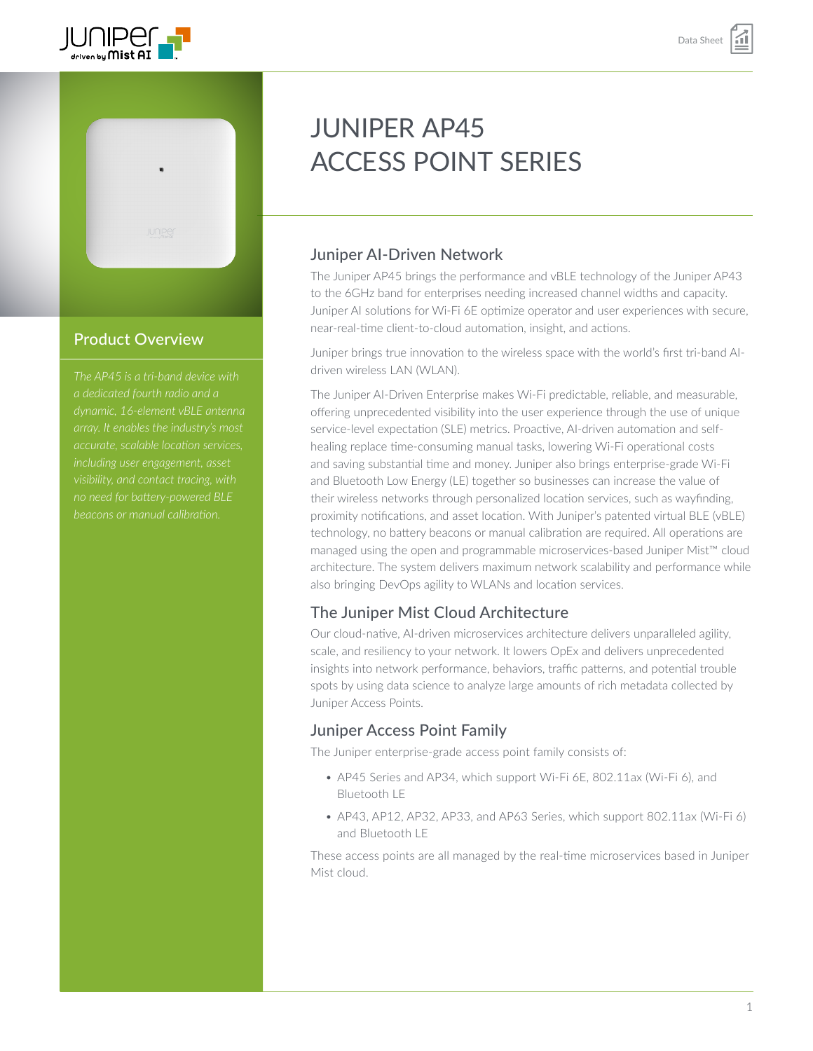# JUNIPER AP45 ACCESS POINT SERIES

## Product Overview

*The AP45 is a tri-band device with a dedicated fourth radio and a dynamic, 16-element vBLE antenna array. It enables the industry's most accurate, scalable location services, including user engagement, asset visibility, and contact tracing, with no need for battery-powered BLE beacons or manual calibration.*

## Juniper AI-Driven Network

The Juniper AP45 brings the performance and vBLE technology of the Juniper AP43 to the 6GHz band for enterprises needing increased channel widths and capacity. Juniper AI solutions for Wi-Fi 6E optimize operator and user experiences with secure, near-real-time client-to-cloud automation, insight, and actions.

Juniper brings true innovation to the wireless space with the world's first tri-band AI-driven wireless LAN (WLAN).

The Juniper AI-Driven Enterprise makes Wi-Fi predictable, reliable, and measurable, offering unprecedented visibility into the user experience through the use of unique service-level expectation (SLE) metrics. Proactive, AI-driven automation and self-healing replace time-consuming manual tasks, lowering Wi-Fi operational costs and saving substantial time and money. Juniper also brings enterprise-grade Wi-Fi and Bluetooth Low Energy (LE) together so businesses can increase the value of their wireless networks through personalized location services, such as wayfinding, proximity notifications, and asset location. With Juniper's patented virtual BLE (vBLE) technology, no battery beacons or manual calibration are required. All operations are managed using the open and programmable microservices-based Juniper Mist™ cloud architecture. The system delivers maximum network scalability and performance while also bringing DevOps agility to WLANs and location services.

## The Juniper Mist Cloud Architecture

Our cloud-native, AI-driven microservices architecture delivers unparalleled agility, scale, and resiliency to your network. It lowers OpEx and delivers unprecedented insights into network performance, behaviors, traffic patterns, and potential trouble spots by using data science to analyze large amounts of rich metadata collected by Juniper Access Points.

## Juniper Access Point Family

The Juniper enterprise-grade access point family consists of:

- AP45 Series and AP34, which support Wi-Fi 6E, 802.11ax (Wi-Fi 6), and Bluetooth LE
- AP43, AP12, AP32, AP33, and AP63 Series, which support 802.11ax (Wi-Fi 6) and Bluetooth LE

These access points are all managed by the real-time microservices based in Juniper Mist cloud.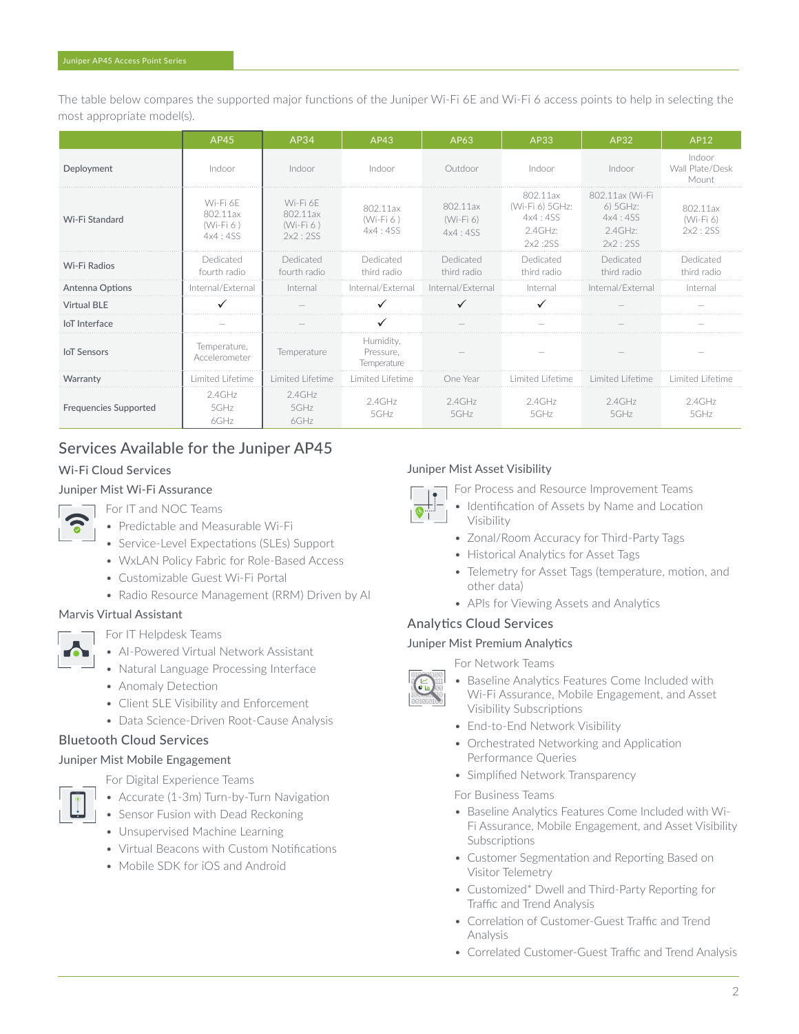The table below compares the supported major functions of the Juniper Wi-Fi 6E and Wi-Fi 6 access points to help in selecting the most appropriate model(s).

| | AP45 | AP34 | AP43 | AP63 | AP33 | AP32 | AP12 |
|---|---|---|---|---|---|---|---|
| Deployment | Indoor | Indoor | Indoor | Outdoor | Indoor | Indoor | Indoor Wall Plate/Desk Mount |
| Wi-Fi Standard | Wi-Fi 6E 802.11ax (Wi-Fi 6 ) 4x4 : 4SS | Wi-Fi 6E 802.11ax (Wi-Fi 6 ) 2x2 : 2SS | 802.11ax (Wi-Fi 6 ) 4x4 : 4SS | 802.11ax (Wi-Fi 6) 4x4 : 4SS | 802.11ax (Wi-Fi 6) 5GHz: 4x4 : 4SS 2.4GHz: 2x2 :2SS | 802.11ax (Wi-Fi 6) 5GHz: 4x4 : 4SS 2.4GHz: 2x2 : 2SS | 802.11ax (Wi-Fi 6) 2x2 : 2SS |
| Wi-Fi Radios | Dedicated fourth radio | Dedicated fourth radio | Dedicated third radio | Dedicated third radio | Dedicated third radio | Dedicated third radio | Dedicated third radio |
| Antenna Options | Internal/External | Internal | Internal/External | Internal/External | Internal | Internal/External | Internal |
| Virtual BLE | ✓ | – | ✓ | ✓ | ✓ | – | – |
| IoT Interface | – | – | ✓ | – | – | – | – |
| IoT Sensors | Temperature, Accelerometer | Temperature | Humidity, Pressure, Temperature | – | – | – | – |
| Warranty | Limited Lifetime | Limited Lifetime | Limited Lifetime | One Year | Limited Lifetime | Limited Lifetime | Limited Lifetime |
| Frequencies Supported | 2.4GHz 5GHz 6GHz | 2.4GHz 5GHz 6GHz | 2.4GHz 5GHz | 2.4GHz 5GHz | 2.4GHz 5GHz | 2.4GHz 5GHz | 2.4GHz 5GHz |

## Services Available for the Juniper AP45

### Wi-Fi Cloud Services

#### Juniper Mist Wi-Fi Assurance

For IT and NOC Teams

- Predictable and Measurable Wi-Fi
- Service-Level Expectations (SLEs) Support
- WxLAN Policy Fabric for Role-Based Access
- Customizable Guest Wi-Fi Portal
- Radio Resource Management (RRM) Driven by AI

#### Marvis Virtual Assistant

For IT Helpdesk Teams

- AI-Powered Virtual Network Assistant
- Natural Language Processing Interface
- Anomaly Detection
- Client SLE Visibility and Enforcement
- Data Science-Driven Root-Cause Analysis

### Bluetooth Cloud Services

#### Juniper Mist Mobile Engagement

For Digital Experience Teams

- Accurate (1-3m) Turn-by-Turn Navigation
- Sensor Fusion with Dead Reckoning
- Unsupervised Machine Learning
- Virtual Beacons with Custom Notifications
- Mobile SDK for iOS and Android

#### Juniper Mist Asset Visibility

For Process and Resource Improvement Teams

- Identification of Assets by Name and Location Visibility
- Zonal/Room Accuracy for Third-Party Tags
- Historical Analytics for Asset Tags
- Telemetry for Asset Tags (temperature, motion, and other data)
- APIs for Viewing Assets and Analytics

### Analytics Cloud Services

#### Juniper Mist Premium Analytics

For Network Teams

- Baseline Analytics Features Come Included with Wi-Fi Assurance, Mobile Engagement, and Asset Visibility Subscriptions
- End-to-End Network Visibility
- Orchestrated Networking and Application Performance Queries
- Simplified Network Transparency

For Business Teams

- Baseline Analytics Features Come Included with Wi-Fi Assurance, Mobile Engagement, and Asset Visibility Subscriptions
- Customer Segmentation and Reporting Based on Visitor Telemetry
- Customized* Dwell and Third-Party Reporting for Traffic and Trend Analysis
- Correlation of Customer-Guest Traffic and Trend Analysis
- Correlated Customer-Guest Traffic and Trend Analysis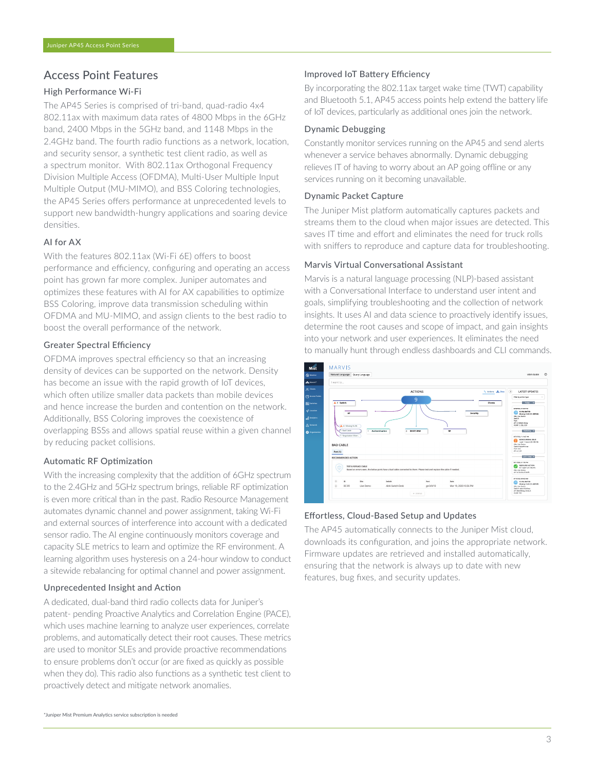## Access Point Features

### High Performance Wi-Fi

The AP45 Series is comprised of tri-band, quad-radio 4x4 802.11ax with maximum data rates of 4800 Mbps in the 6GHz band, 2400 Mbps in the 5GHz band, and 1148 Mbps in the 2.4GHz band. The fourth radio functions as a network, location, and security sensor, a synthetic test client radio, as well as a spectrum monitor. With 802.11ax Orthogonal Frequency Division Multiple Access (OFDMA), Multi-User Multiple Input Multiple Output (MU-MIMO), and BSS Coloring technologies, the AP45 Series offers performance at unprecedented levels to support new bandwidth-hungry applications and soaring device densities.

### AI for AX

With the features 802.11ax (Wi-Fi 6E) offers to boost performance and efficiency, configuring and operating an access point has grown far more complex. Juniper automates and optimizes these features with AI for AX capabilities to optimize BSS Coloring, improve data transmission scheduling within OFDMA and MU-MIMO, and assign clients to the best radio to boost the overall performance of the network.

### Greater Spectral Efficiency

OFDMA improves spectral efficiency so that an increasing density of devices can be supported on the network. Density has become an issue with the rapid growth of IoT devices, which often utilize smaller data packets than mobile devices and hence increase the burden and contention on the network. Additionally, BSS Coloring improves the coexistence of overlapping BSSs and allows spatial reuse within a given channel by reducing packet collisions.

### Automatic RF Optimization

With the increasing complexity that the addition of 6GHz spectrum to the 2.4GHz and 5GHz spectrum brings, reliable RF optimization is even more critical than in the past. Radio Resource Management automates dynamic channel and power assignment, taking Wi-Fi and external sources of interference into account with a dedicated sensor radio. The AI engine continuously monitors coverage and capacity SLE metrics to learn and optimize the RF environment. A learning algorithm uses hysteresis on a 24-hour window to conduct a sitewide rebalancing for optimal channel and power assignment.

### Unprecedented Insight and Action

A dedicated, dual-band third radio collects data for Juniper's patent- pending Proactive Analytics and Correlation Engine (PACE), which uses machine learning to analyze user experiences, correlate problems, and automatically detect their root causes. These metrics are used to monitor SLEs and provide proactive recommendations to ensure problems don't occur (or are fixed as quickly as possible when they do). This radio also functions as a synthetic test client to proactively detect and mitigate network anomalies.

### Improved IoT Battery Efficiency

By incorporating the 802.11ax target wake time (TWT) capability and Bluetooth 5.1, AP45 access points help extend the battery life of IoT devices, particularly as additional ones join the network.

### Dynamic Debugging

Constantly monitor services running on the AP45 and send alerts whenever a service behaves abnormally. Dynamic debugging relieves IT of having to worry about an AP going offline or any services running on it becoming unavailable.

### Dynamic Packet Capture

The Juniper Mist platform automatically captures packets and streams them to the cloud when major issues are detected. This saves IT time and effort and eliminates the need for truck rolls with sniffers to reproduce and capture data for troubleshooting.

### Marvis Virtual Conversational Assistant

Marvis is a natural language processing (NLP)-based assistant with a Conversational Interface to understand user intent and goals, simplifying troubleshooting and the collection of network insights. It uses AI and data science to proactively identify issues, determine the root causes and scope of impact, and gain insights into your network and user experiences. It eliminates the need to manually hunt through endless dashboards and CLI commands.

### Effortless, Cloud-Based Setup and Updates

The AP45 automatically connects to the Juniper Mist cloud, downloads its configuration, and joins the appropriate network. Firmware updates are retrieved and installed automatically, ensuring that the network is always up to date with new features, bug fixes, and security updates.

*Juniper Mist Premium Analytics service subscription is needed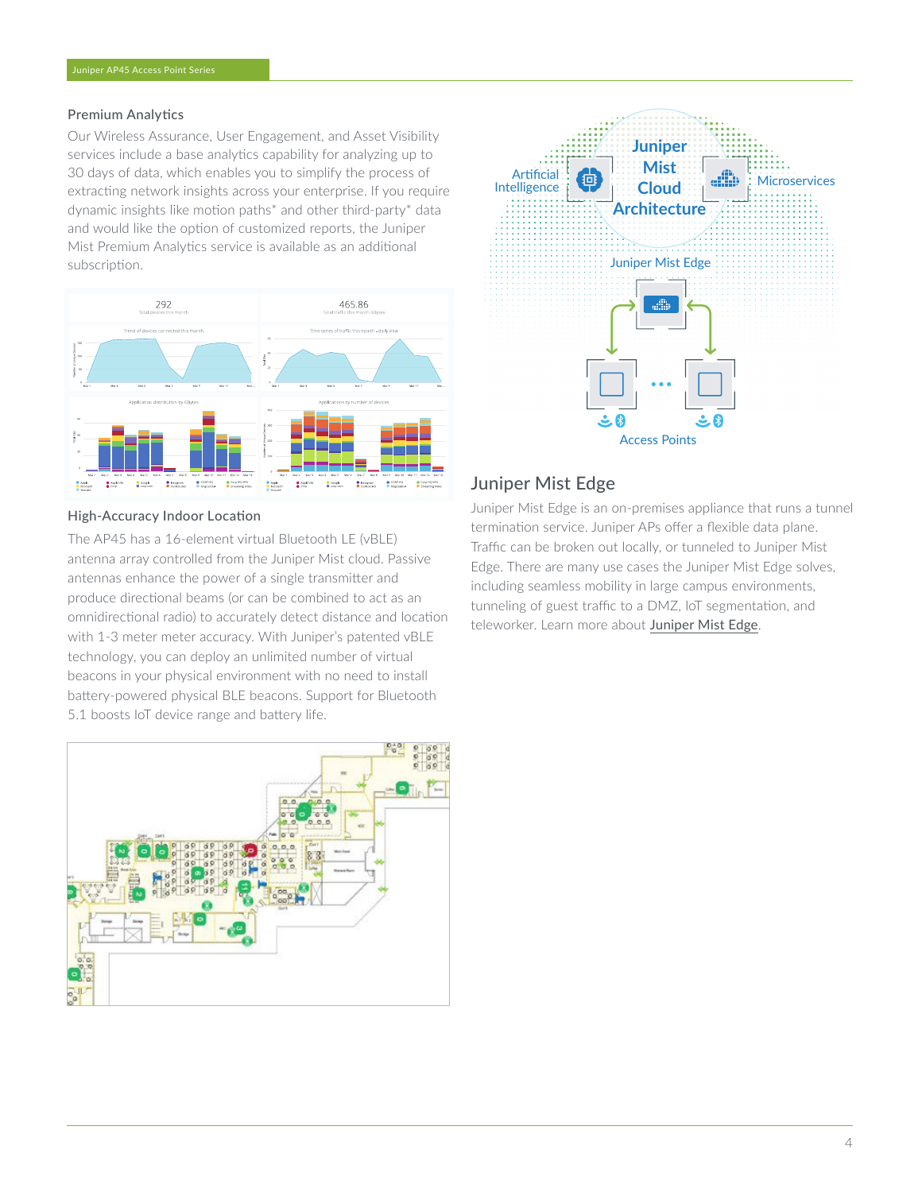### Premium Analytics

Our Wireless Assurance, User Engagement, and Asset Visibility services include a base analytics capability for analyzing up to 30 days of data, which enables you to simplify the process of extracting network insights across your enterprise. If you require dynamic insights like motion paths* and other third-party* data and would like the option of customized reports, the Juniper Mist Premium Analytics service is available as an additional subscription.

### High-Accuracy Indoor Location

The AP45 has a 16-element virtual Bluetooth LE (vBLE) antenna array controlled from the Juniper Mist cloud. Passive antennas enhance the power of a single transmitter and produce directional beams (or can be combined to act as an omnidirectional radio) to accurately detect distance and location with 1-3 meter meter accuracy. With Juniper's patented vBLE technology, you can deploy an unlimited number of virtual beacons in your physical environment with no need to install battery-powered physical BLE beacons. Support for Bluetooth 5.1 boosts IoT device range and battery life.

## Juniper Mist Edge

Juniper Mist Edge is an on-premises appliance that runs a tunnel termination service. Juniper APs offer a flexible data plane. Traffic can be broken out locally, or tunneled to Juniper Mist Edge. There are many use cases the Juniper Mist Edge solves, including seamless mobility in large campus environments, tunneling of guest traffic to a DMZ, IoT segmentation, and teleworker. Learn more about Juniper Mist Edge.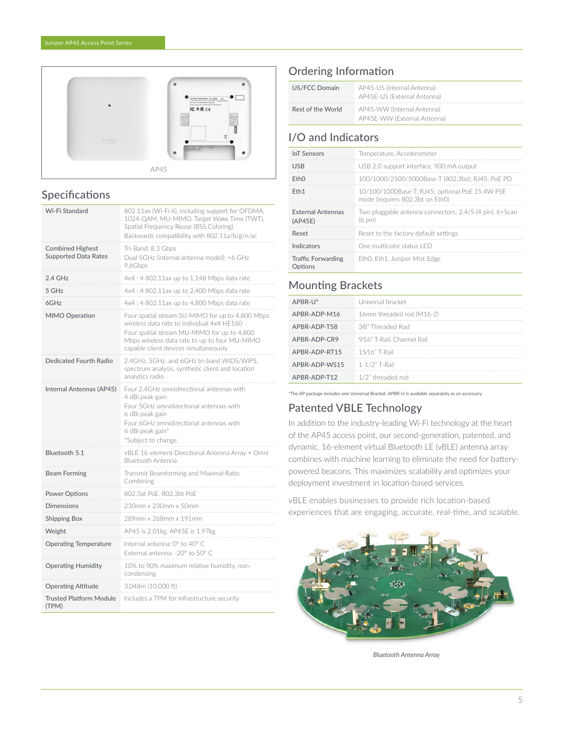AP45

## Specifications

| | |
|---|---|
| Wi-Fi Standard | 802.11ax (Wi-Fi 6), including support for OFDMA, 1024-QAM, MU-MIMO, Target Wake Time (TWT), Spatial Frequency Reuse (BSS Coloring). Backwards compatibility with 802.11a/b/g/n/ac |
| Combined Highest Supported Data Rates | Tri-Band: 8.3 Gbps<br>Dual 5GHz (internal antenna model): +6 GHz 9.6Gbps |
| 2.4 GHz | 4x4 : 4 802.11ax up to 1,148 Mbps data rate |
| 5 GHz | 4x4 : 4 802.11ax up to 2,400 Mbps data rate |
| 6GHz | 4x4 : 4 802.11ax up to 4,800 Mbps data rate |
| MIMO Operation | Four spatial stream SU-MIMO for up to 4,800 Mbps wireless data rate to individual 4x4 HE160<br>Four spatial stream MU-MIMO for up to 4,800 Mbps wireless data rate to up to four MU-MIMO capable client devices simultaneously |
| Dedicated Fourth Radio | 2.4GHz, 5GHz, and 6GHz tri-band WIDS/WIPS, spectrum analysis, synthetic client and location analytics radio |
| Internal Antennas (AP45) | Four 2.4GHz omnidirectional antennas with 4 dBi peak gain<br>Four 5GHz omnidirectional antennas with 6 dBi peak gain<br>Four 6GHz omnidirectional antennas with 6 dBi peak gain*<br>*Subject to change |
| Bluetooth 5.1 | vBLE 16-element Directional Antenna Array + Omni Bluetooth Antenna |
| Beam Forming | Transmit Beamforming and Maximal Ratio Combining |
| Power Options | 802.3at PoE, 802.3bt PoE |
| Dimensions | 230mm x 230mm x 50mm |
| Shipping Box | 289mm x 268mm x 191mm |
| Weight | AP45 is 2.01kg, AP45E is 1.97kg |
| Operating Temperature | Internal antenna: 0° to 40° C<br>External antenna: -20° to 50° C |
| Operating Humidity | 10% to 90% maximum relative humidity, non-condensing |
| Operating Altitude | 3,048m (10,000 ft) |
| Trusted Platform Module (TPM) | Includes a TPM for infrastructure security |

## Ordering Information

| | |
|---|---|
| US/FCC Domain | AP45-US (Internal Antenna)<br>AP45E-US (External Antenna) |
| Rest of the World | AP45-WW (Internal Antenna)<br>AP45E-WW (External Antenna) |

## I/O and Indicators

| | |
|---|---|
| IoT Sensors | Temperature, Accelerometer |
| USB | USB 2.0 support interface, 900 mA output |
| Eth0 | 100/1000/2500/5000Base-T (802.3bz); RJ45; PoE PD |
| Eth1 | 10/100/1000Base-T; RJ45; optional PoE 15.4W PSE mode (requires 802.3bt on Eth0) |
| External Antennas (AP45E) | Two pluggable antenna connectors; 2.4/5 (4 pin), 6+Scan (6 pin) |
| Reset | Reset to the factory default settings |
| Indicators | One multicolor status LED |
| Traffic Forwarding Options | Eth0, Eth1, Juniper Mist Edge |

## Mounting Brackets

| | |
|---|---|
| APBR-U* | Universal bracket |
| APBR-ADP-M16 | 16mm threaded rod (M16-2) |
| APBR-ADP-T58 | 3/8" Threaded Rod |
| APBR-ADP-CR9 | 9/16" T-Rail, Channel Rail |
| APBR-ADP-RT15 | 15/16" T-Rail |
| APBR-ADP-WS15 | 1-1/2" T-Rail |
| APBR-ADP-T12 | 1/2" threaded rod |

*The AP package includes one Universal Bracket. APBR-U is available separately as an accessory.

## Patented VBLE Technology

In addition to the industry-leading Wi-Fi technology at the heart of the AP45 access point, our second-generation, patented, and dynamic, 16-element virtual Bluetooth LE (vBLE) antenna array combines with machine learning to eliminate the need for battery-powered beacons. This maximizes scalability and optimizes your deployment investment in location-based services.

vBLE enables businesses to provide rich location-based experiences that are engaging, accurate, real-time, and scalable.

*Bluetooth Antenna Array*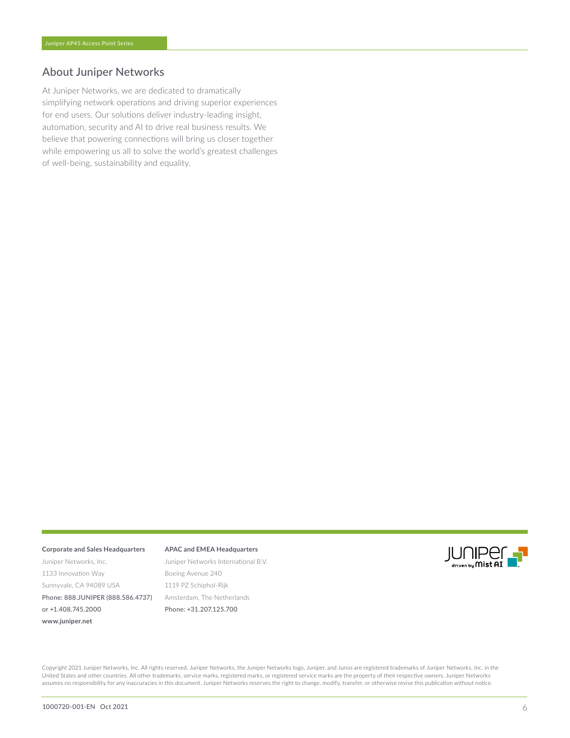## About Juniper Networks

At Juniper Networks, we are dedicated to dramatically simplifying network operations and driving superior experiences for end users. Our solutions deliver industry-leading insight, automation, security and AI to drive real business results. We believe that powering connections will bring us closer together while empowering us all to solve the world's greatest challenges of well-being, sustainability and equality.

**Corporate and Sales Headquarters**
Juniper Networks, Inc.
1133 Innovation Way
Sunnyvale, CA 94089 USA
Phone: 888.JUNIPER (888.586.4737)
or +1.408.745.2000
**www.juniper.net**

**APAC and EMEA Headquarters**
Juniper Networks International B.V.
Boeing Avenue 240
1119 PZ Schiphol-Rijk
Amsterdam, The Netherlands
Phone: +31.207.125.700

Copyright 2021 Juniper Networks, Inc. All rights reserved. Juniper Networks, the Juniper Networks logo, Juniper, and Junos are registered trademarks of Juniper Networks, Inc. in the United States and other countries. All other trademarks, service marks, registered marks, or registered service marks are the property of their respective owners. Juniper Networks assumes no responsibility for any inaccuracies in this document. Juniper Networks reserves the right to change, modify, transfer, or otherwise revise this publication without notice.

1000720-001-EN Oct 2021